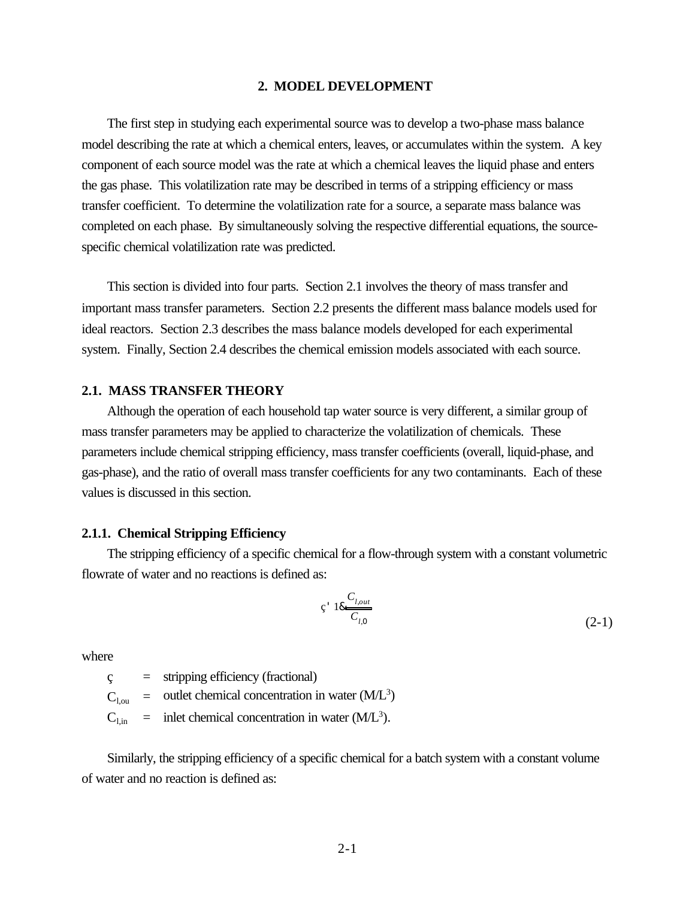## 2. MODEL DEVELOPMENT

The first step in studying each experimental source was to develop a two-phase mass balance model describing the rate at which a chemical enters, leaves, or accumulates within the system. A key component of each source model was the rate at which a chemical leaves the liquid phase and enters the gas phase. This volatilization rate may be described in terms of a stripping efficiency or mass transfer coefficient. To determine the volatilization rate for a source, a separate mass balance was completed on each phase. By simultaneously solving the respective differential equations, the source-specific chemical volatilization rate was predicted.

This section is divided into four parts. Section 2.1 involves the theory of mass transfer and important mass transfer parameters. Section 2.2 presents the different mass balance models used for ideal reactors. Section 2.3 describes the mass balance models developed for each experimental system. Finally, Section 2.4 describes the chemical emission models associated with each source.

### 2.1. MASS TRANSFER THEORY

Although the operation of each household tap water source is very different, a similar group of mass transfer parameters may be applied to characterize the volatilization of chemicals. These parameters include chemical stripping efficiency, mass transfer coefficients (overall, liquid-phase, and gas-phase), and the ratio of overall mass transfer coefficients for any two contaminants. Each of these values is discussed in this section.

#### 2.1.1. Chemical Stripping Efficiency

The stripping efficiency of a specific chemical for a flow-through system with a constant volumetric flowrate of water and no reactions is defined as:

$$\eta = 1 - \frac{C_{l,out}}{C_{l,0}} \qquad (2\text{-}1)$$

where

$\eta$ = stripping efficiency (fractional)

$C_{l,ou}$ = outlet chemical concentration in water ($M/L^3$)

$C_{l,in}$ = inlet chemical concentration in water ($M/L^3$).

Similarly, the stripping efficiency of a specific chemical for a batch system with a constant volume of water and no reaction is defined as: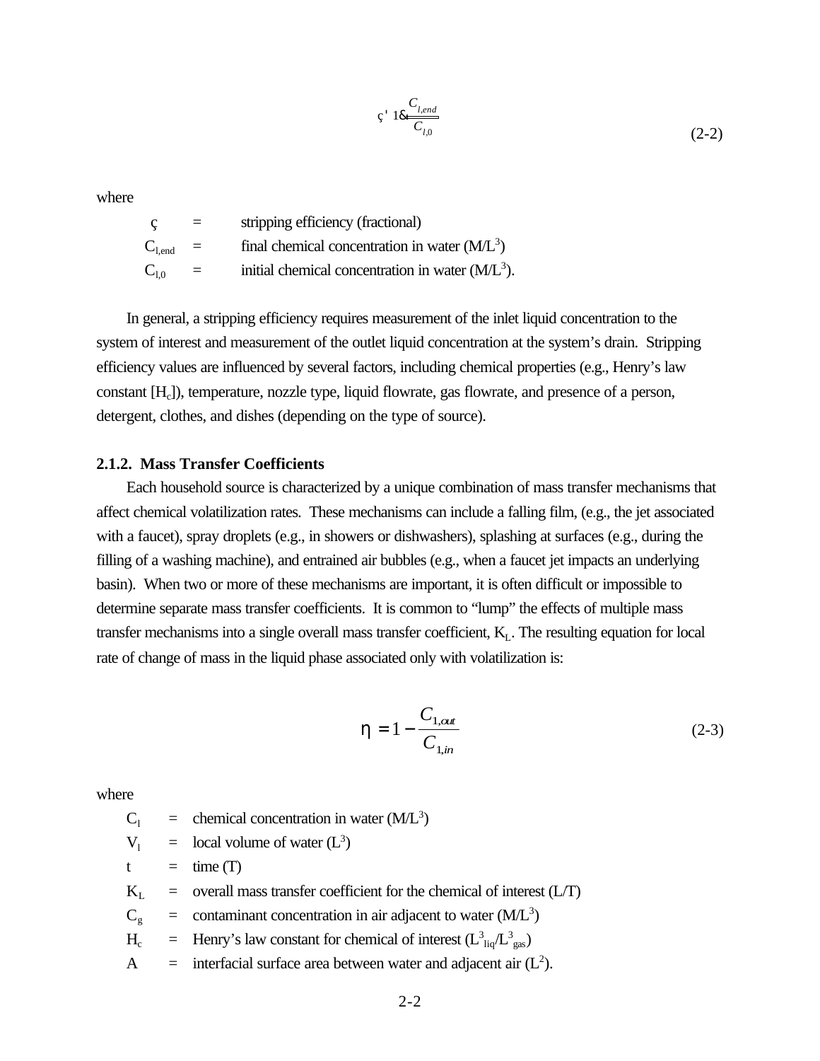$$\eta = 1 - \frac{C_{l,end}}{C_{l,0}} \tag{2-2}$$

where

| | | |
|---|---|---|
| $\eta$ | = | stripping efficiency (fractional) |
| $C_{l,end}$ | = | final chemical concentration in water ($M/L^3$) |
| $C_{l,0}$ | = | initial chemical concentration in water ($M/L^3$). |

In general, a stripping efficiency requires measurement of the inlet liquid concentration to the system of interest and measurement of the outlet liquid concentration at the system's drain. Stripping efficiency values are influenced by several factors, including chemical properties (e.g., Henry's law constant [$H_c$]), temperature, nozzle type, liquid flowrate, gas flowrate, and presence of a person, detergent, clothes, and dishes (depending on the type of source).

### 2.1.2. Mass Transfer Coefficients

Each household source is characterized by a unique combination of mass transfer mechanisms that affect chemical volatilization rates. These mechanisms can include a falling film, (e.g., the jet associated with a faucet), spray droplets (e.g., in showers or dishwashers), splashing at surfaces (e.g., during the filling of a washing machine), and entrained air bubbles (e.g., when a faucet jet impacts an underlying basin). When two or more of these mechanisms are important, it is often difficult or impossible to determine separate mass transfer coefficients. It is common to "lump" the effects of multiple mass transfer mechanisms into a single overall mass transfer coefficient, $K_L$. The resulting equation for local rate of change of mass in the liquid phase associated only with volatilization is:

$$\eta = 1 - \frac{C_{1,out}}{C_{1,in}} \tag{2-3}$$

where

| | | |
|---|---|---|
| $C_l$ | = | chemical concentration in water ($M/L^3$) |
| $V_l$ | = | local volume of water ($L^3$) |
| t | = | time (T) |
| $K_L$ | = | overall mass transfer coefficient for the chemical of interest (L/T) |
| $C_g$ | = | contaminant concentration in air adjacent to water ($M/L^3$) |
| $H_c$ | = | Henry's law constant for chemical of interest ($L^3_{liq}/L^3_{gas}$) |
| A | = | interfacial surface area between water and adjacent air ($L^2$). |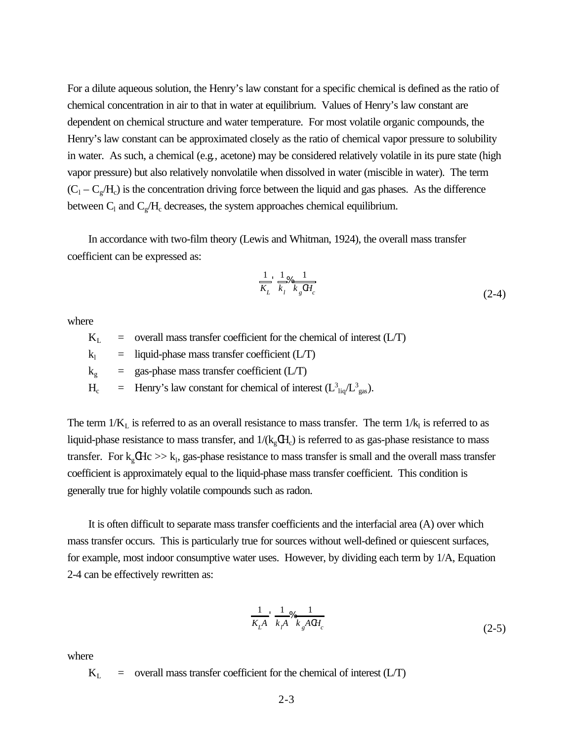For a dilute aqueous solution, the Henry's law constant for a specific chemical is defined as the ratio of chemical concentration in air to that in water at equilibrium. Values of Henry's law constant are dependent on chemical structure and water temperature. For most volatile organic compounds, the Henry's law constant can be approximated closely as the ratio of chemical vapor pressure to solubility in water. As such, a chemical (e.g., acetone) may be considered relatively volatile in its pure state (high vapor pressure) but also relatively nonvolatile when dissolved in water (miscible in water). The term ($C_l - C_g/H_c$) is the concentration driving force between the liquid and gas phases. As the difference between $C_l$ and $C_g/H_c$ decreases, the system approaches chemical equilibrium.

In accordance with two-film theory (Lewis and Whitman, 1924), the overall mass transfer coefficient can be expressed as:

$$\frac{1}{K_L} = \frac{1}{k_l} + \frac{1}{k_g \cdot H_c} \tag{2-4}$$

where

$K_L$ = overall mass transfer coefficient for the chemical of interest (L/T)
$k_l$ = liquid-phase mass transfer coefficient (L/T)
$k_g$ = gas-phase mass transfer coefficient (L/T)
$H_c$ = Henry's law constant for chemical of interest ($L^3_{liq}/L^3_{gas}$).

The term $1/K_L$ is referred to as an overall resistance to mass transfer. The term $1/k_l$ is referred to as liquid-phase resistance to mass transfer, and $1/(k_g \cdot H_c)$ is referred to as gas-phase resistance to mass transfer. For $k_g \cdot Hc >> k_l$, gas-phase resistance to mass transfer is small and the overall mass transfer coefficient is approximately equal to the liquid-phase mass transfer coefficient. This condition is generally true for highly volatile compounds such as radon.

It is often difficult to separate mass transfer coefficients and the interfacial area (A) over which mass transfer occurs. This is particularly true for sources without well-defined or quiescent surfaces, for example, most indoor consumptive water uses. However, by dividing each term by 1/A, Equation 2-4 can be effectively rewritten as:

$$\frac{1}{K_L A} = \frac{1}{k_l A} + \frac{1}{k_g A \cdot H_c} \tag{2-5}$$

where

$K_L$ = overall mass transfer coefficient for the chemical of interest (L/T)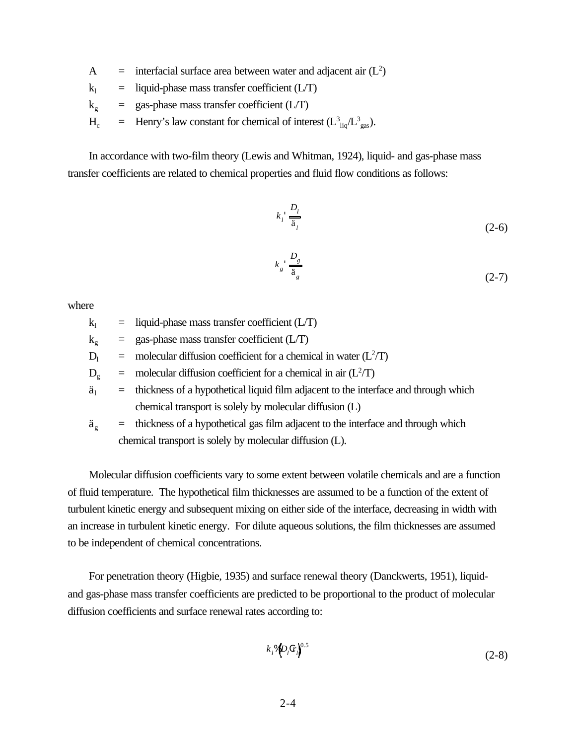A = interfacial surface area between water and adjacent air ($L^2$)

$k_l$ = liquid-phase mass transfer coefficient (L/T)

$k_g$ = gas-phase mass transfer coefficient (L/T)

$H_c$ = Henry's law constant for chemical of interest ($L^3_{liq}/L^3_{gas}$).

In accordance with two-film theory (Lewis and Whitman, 1924), liquid- and gas-phase mass transfer coefficients are related to chemical properties and fluid flow conditions as follows:

$$k_l = \frac{D_l}{\delta_l} \tag{2-6}$$

$$k_g = \frac{D_g}{\delta_g} \tag{2-7}$$

where

$k_l$ = liquid-phase mass transfer coefficient (L/T)

$k_g$ = gas-phase mass transfer coefficient (L/T)

$D_l$ = molecular diffusion coefficient for a chemical in water ($L^2$/T)

$D_g$ = molecular diffusion coefficient for a chemical in air ($L^2$/T)

$\delta_l$ = thickness of a hypothetical liquid film adjacent to the interface and through which chemical transport is solely by molecular diffusion (L)

$\delta_g$ = thickness of a hypothetical gas film adjacent to the interface and through which chemical transport is solely by molecular diffusion (L).

Molecular diffusion coefficients vary to some extent between volatile chemicals and are a function of fluid temperature. The hypothetical film thicknesses are assumed to be a function of the extent of turbulent kinetic energy and subsequent mixing on either side of the interface, decreasing in width with an increase in turbulent kinetic energy. For dilute aqueous solutions, the film thicknesses are assumed to be independent of chemical concentrations.

For penetration theory (Higbie, 1935) and surface renewal theory (Danckwerts, 1951), liquid- and gas-phase mass transfer coefficients are predicted to be proportional to the product of molecular diffusion coefficients and surface renewal rates according to:

$$k_l \propto \left(D_l r_l\right)^{0.5} \tag{2-8}$$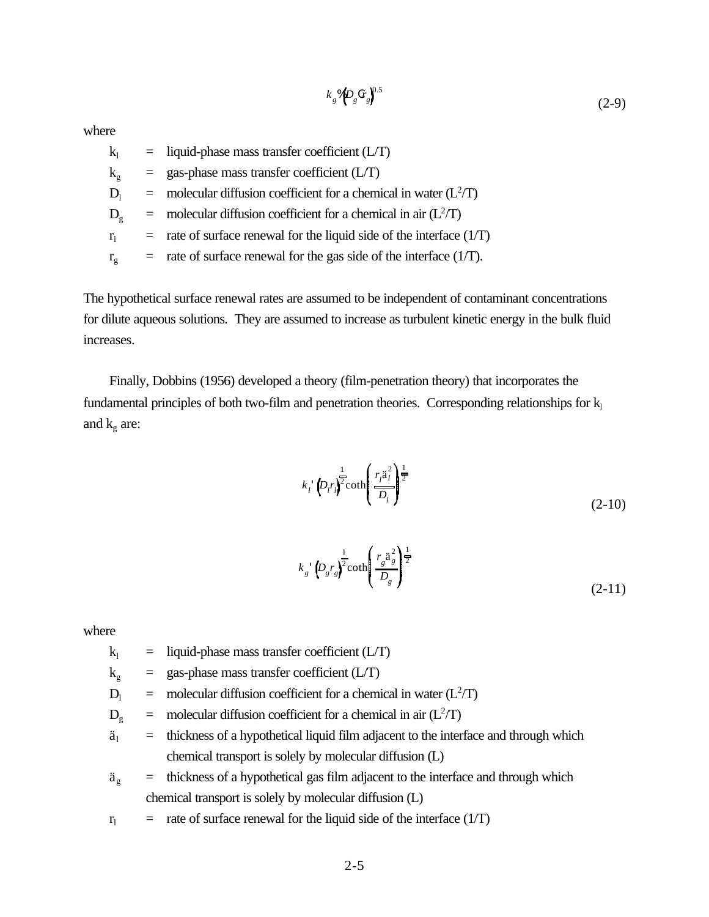$$k_g = \left(D_g r_g\right)^{0.5} \tag{2-9}$$

where

| | | |
|---|---|---|
| $k_l$ | = | liquid-phase mass transfer coefficient (L/T) |
| $k_g$ | = | gas-phase mass transfer coefficient (L/T) |
| $D_l$ | = | molecular diffusion coefficient for a chemical in water ($L^2$/T) |
| $D_g$ | = | molecular diffusion coefficient for a chemical in air ($L^2$/T) |
| $r_l$ | = | rate of surface renewal for the liquid side of the interface (1/T) |
| $r_g$ | = | rate of surface renewal for the gas side of the interface (1/T). |

The hypothetical surface renewal rates are assumed to be independent of contaminant concentrations for dilute aqueous solutions. They are assumed to increase as turbulent kinetic energy in the bulk fluid increases.

Finally, Dobbins (1956) developed a theory (film-penetration theory) that incorporates the fundamental principles of both two-film and penetration theories. Corresponding relationships for $k_l$ and $k_g$ are:

$$k_l = \left(D_l r_l\right)^{\frac{1}{2}} \coth\left(\frac{r_l \delta_l^2}{D_l}\right)^{\frac{1}{2}} \tag{2-10}$$

$$k_g = \left(D_g r_g\right)^{\frac{1}{2}} \coth\left(\frac{r_g \delta_g^2}{D_g}\right)^{\frac{1}{2}} \tag{2-11}$$

where

| | | |
|---|---|---|
| $k_l$ | = | liquid-phase mass transfer coefficient (L/T) |
| $k_g$ | = | gas-phase mass transfer coefficient (L/T) |
| $D_l$ | = | molecular diffusion coefficient for a chemical in water ($L^2$/T) |
| $D_g$ | = | molecular diffusion coefficient for a chemical in air ($L^2$/T) |
| $\delta_l$ | = | thickness of a hypothetical liquid film adjacent to the interface and through which chemical transport is solely by molecular diffusion (L) |
| $\delta_g$ | = | thickness of a hypothetical gas film adjacent to the interface and through which chemical transport is solely by molecular diffusion (L) |
| $r_l$ | = | rate of surface renewal for the liquid side of the interface (1/T) |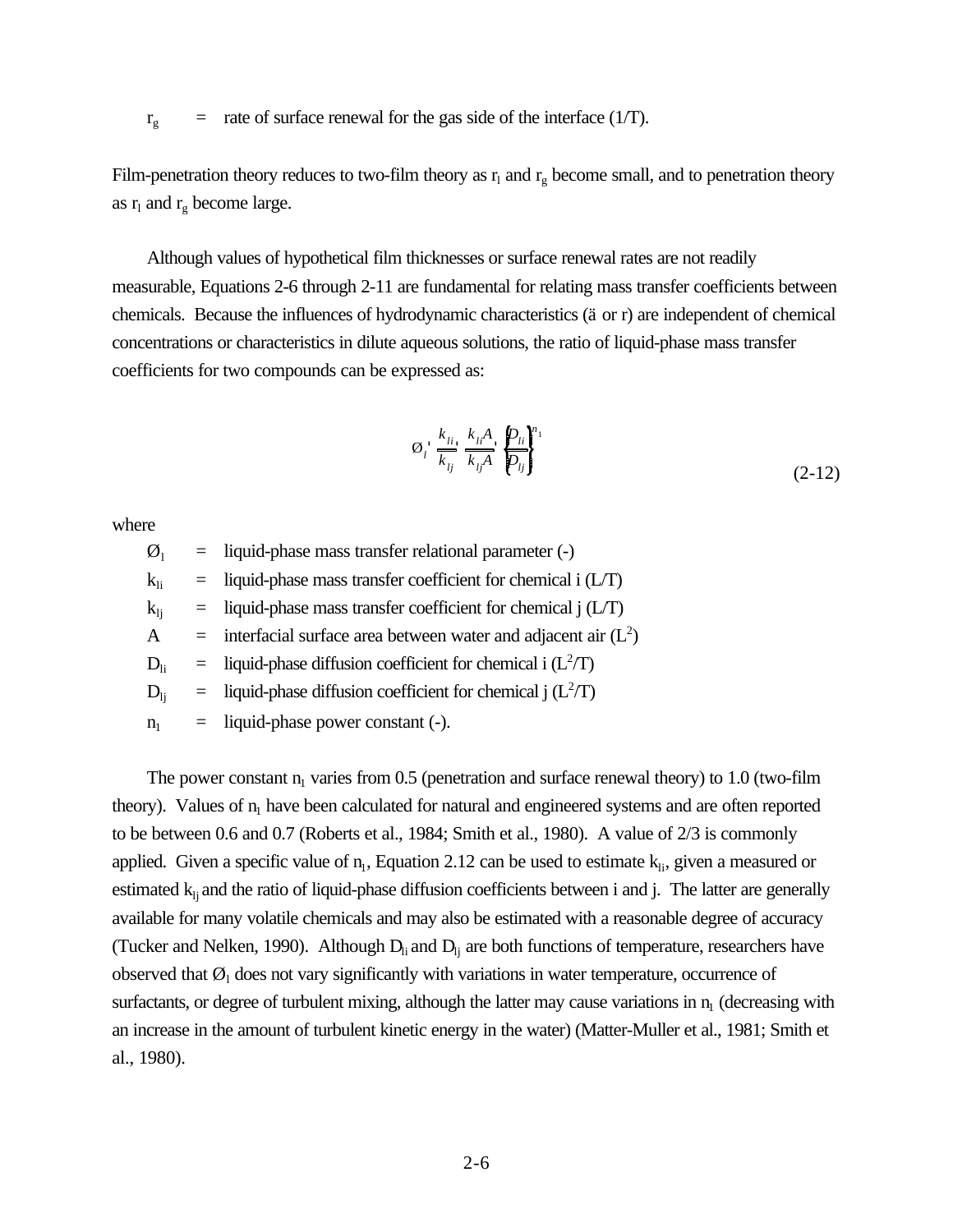$r_g$ = rate of surface renewal for the gas side of the interface (1/T).

Film-penetration theory reduces to two-film theory as $r_l$ and $r_g$ become small, and to penetration theory as $r_l$ and $r_g$ become large.

Although values of hypothetical film thicknesses or surface renewal rates are not readily measurable, Equations 2-6 through 2-11 are fundamental for relating mass transfer coefficients between chemicals. Because the influences of hydrodynamic characteristics (ä or r) are independent of chemical concentrations or characteristics in dilute aqueous solutions, the ratio of liquid-phase mass transfer coefficients for two compounds can be expressed as:

$$Ø_l = \frac{k_{li}}{k_{lj}} = \frac{k_{li}A}{k_{lj}A} = \left\{\frac{D_{li}}{D_{lj}}\right\}^{n_1} \tag{2-12}$$

where

- $Ø_l$ = liquid-phase mass transfer relational parameter (-)
- $k_{li}$ = liquid-phase mass transfer coefficient for chemical i (L/T)
- $k_{lj}$ = liquid-phase mass transfer coefficient for chemical j (L/T)
- $A$ = interfacial surface area between water and adjacent air ($L^2$)
- $D_{li}$ = liquid-phase diffusion coefficient for chemical i ($L^2$/T)
- $D_{lj}$ = liquid-phase diffusion coefficient for chemical j ($L^2$/T)
- $n_1$ = liquid-phase power constant (-).

The power constant $n_l$ varies from 0.5 (penetration and surface renewal theory) to 1.0 (two-film theory). Values of $n_l$ have been calculated for natural and engineered systems and are often reported to be between 0.6 and 0.7 (Roberts et al., 1984; Smith et al., 1980). A value of 2/3 is commonly applied. Given a specific value of $n_l$, Equation 2.12 can be used to estimate $k_{li}$, given a measured or estimated $k_{lj}$ and the ratio of liquid-phase diffusion coefficients between i and j. The latter are generally available for many volatile chemicals and may also be estimated with a reasonable degree of accuracy (Tucker and Nelken, 1990). Although $D_{li}$ and $D_{lj}$ are both functions of temperature, researchers have observed that $Ø_l$ does not vary significantly with variations in water temperature, occurrence of surfactants, or degree of turbulent mixing, although the latter may cause variations in $n_l$ (decreasing with an increase in the amount of turbulent kinetic energy in the water) (Matter-Muller et al., 1981; Smith et al., 1980).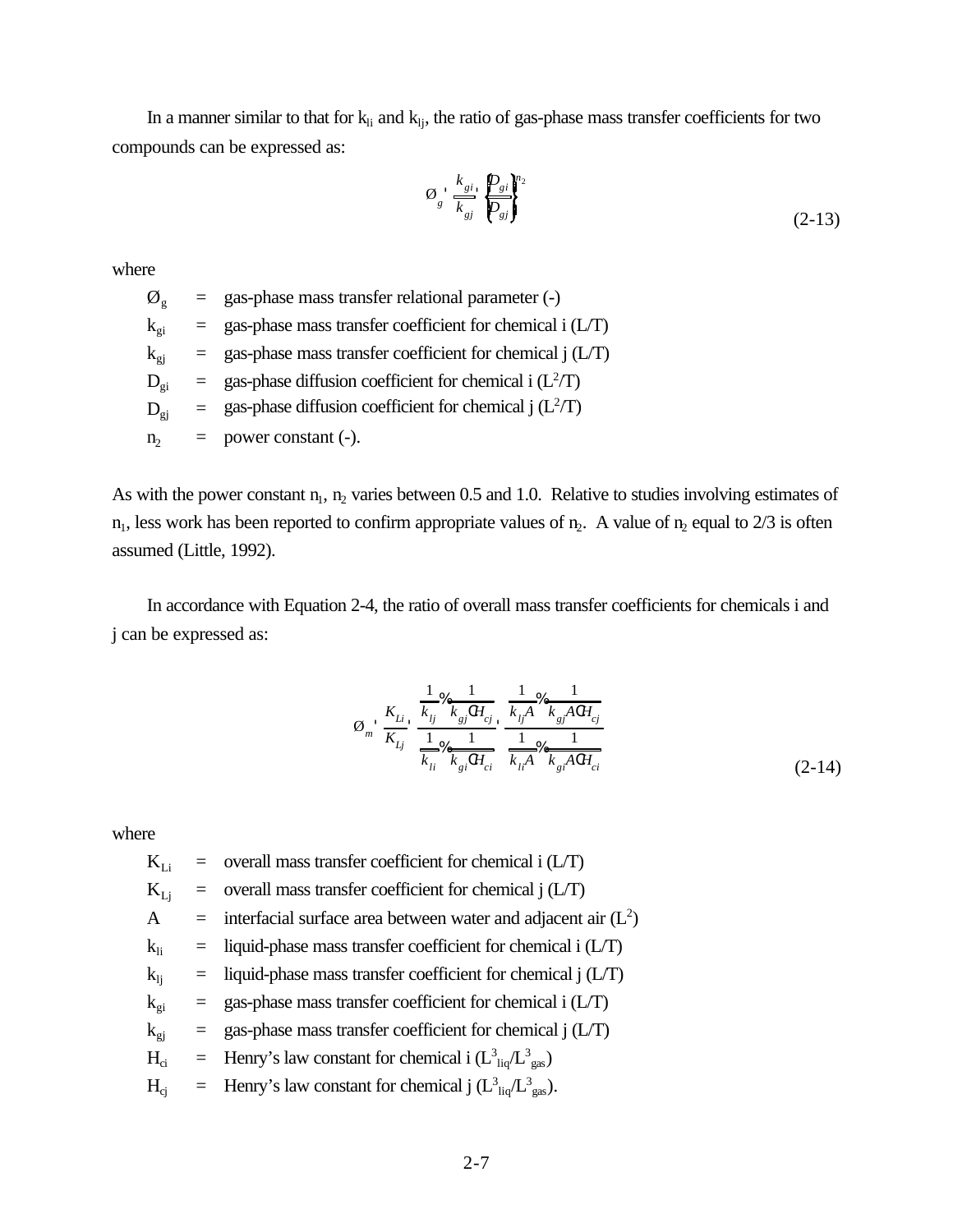In a manner similar to that for $k_{li}$ and $k_{lj}$, the ratio of gas-phase mass transfer coefficients for two compounds can be expressed as:

$$\text{Ø}_g = \frac{k_{gi}}{k_{gj}} = \left(\frac{D_{gi}}{D_{gj}}\right)^{n_2} \tag{2-13}$$

where

| | | |
|---|---|---|
| $\text{Ø}_g$ | = | gas-phase mass transfer relational parameter (-) |
| $k_{gi}$ | = | gas-phase mass transfer coefficient for chemical i (L/T) |
| $k_{gj}$ | = | gas-phase mass transfer coefficient for chemical j (L/T) |
| $D_{gi}$ | = | gas-phase diffusion coefficient for chemical i ($L^2$/T) |
| $D_{gj}$ | = | gas-phase diffusion coefficient for chemical j ($L^2$/T) |
| $n_2$ | = | power constant (-). |

As with the power constant $n_1$, $n_2$ varies between 0.5 and 1.0. Relative to studies involving estimates of $n_1$, less work has been reported to confirm appropriate values of $n_2$. A value of $n_2$ equal to 2/3 is often assumed (Little, 1992).

In accordance with Equation 2-4, the ratio of overall mass transfer coefficients for chemicals i and j can be expressed as:

$$\text{Ø}_m = \frac{K_{Li}}{K_{Lj}} = \frac{\dfrac{1}{k_{lj}} + \dfrac{1}{k_{gj} \cdot H_{cj}}}{\dfrac{1}{k_{li}} + \dfrac{1}{k_{gi} \cdot H_{ci}}} = \frac{\dfrac{1}{k_{lj} A} + \dfrac{1}{k_{gj} A \cdot H_{cj}}}{\dfrac{1}{k_{li} A} + \dfrac{1}{k_{gi} A \cdot H_{ci}}} \tag{2-14}$$

where

| | | |
|---|---|---|
| $K_{Li}$ | = | overall mass transfer coefficient for chemical i (L/T) |
| $K_{Lj}$ | = | overall mass transfer coefficient for chemical j (L/T) |
| A | = | interfacial surface area between water and adjacent air ($L^2$) |
| $k_{li}$ | = | liquid-phase mass transfer coefficient for chemical i (L/T) |
| $k_{lj}$ | = | liquid-phase mass transfer coefficient for chemical j (L/T) |
| $k_{gi}$ | = | gas-phase mass transfer coefficient for chemical i (L/T) |
| $k_{gj}$ | = | gas-phase mass transfer coefficient for chemical j (L/T) |
| $H_{ci}$ | = | Henry's law constant for chemical i ($L^3_{liq}/L^3_{gas}$) |
| $H_{cj}$ | = | Henry's law constant for chemical j ($L^3_{liq}/L^3_{gas}$). |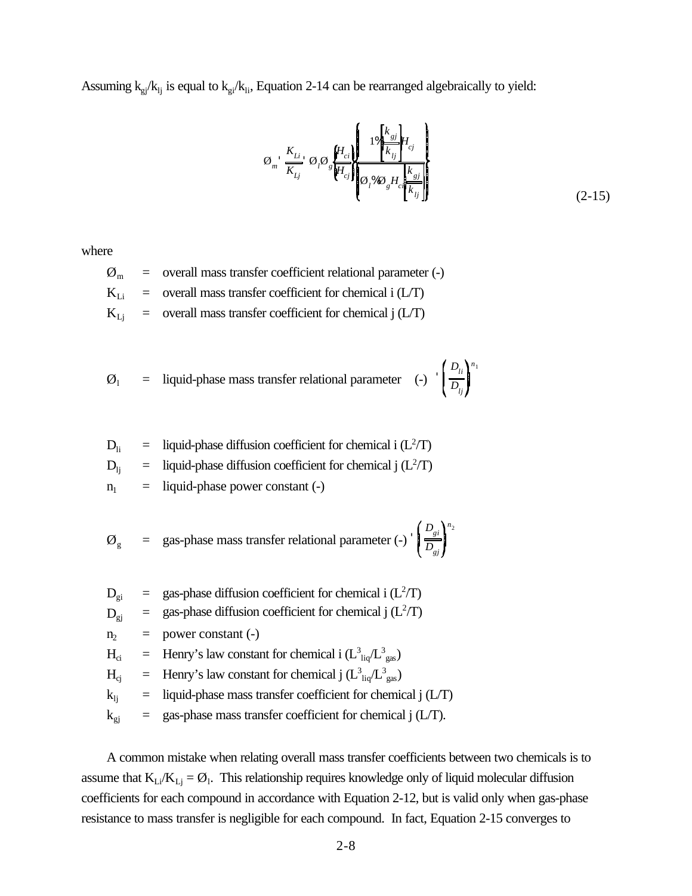Assuming $k_{gj}/k_{lj}$ is equal to $k_{gi}/k_{li}$, Equation 2-14 can be rearranged algebraically to yield:

$$\O_m = \frac{K_{Li}}{K_{Lj}} = \O_l \O_g \left(\frac{H_{ci}}{H_{cj}}\right) \left\{ \frac{1 + \left[\frac{k_{gj}}{k_{lj}}\right] H_{cj}}{\O_l + \O_g H_{ci} \left[\frac{k_{gj}}{k_{lj}}\right]} \right\} \tag{2-15}$$

where

$\O_m$ = overall mass transfer coefficient relational parameter (-)

$K_{Li}$ = overall mass transfer coefficient for chemical i (L/T)

$K_{Lj}$ = overall mass transfer coefficient for chemical j (L/T)

$\O_l$ = liquid-phase mass transfer relational parameter (-) $= \left(\frac{D_{li}}{D_{lj}}\right)^{n_1}$

$D_{li}$ = liquid-phase diffusion coefficient for chemical i ($L^2/T$)

$D_{lj}$ = liquid-phase diffusion coefficient for chemical j ($L^2/T$)

$n_1$ = liquid-phase power constant (-)

$\O_g$ = gas-phase mass transfer relational parameter (-) $= \left(\frac{D_{gi}}{D_{gj}}\right)^{n_2}$

$D_{gi}$ = gas-phase diffusion coefficient for chemical i ($L^2/T$)

$D_{gj}$ = gas-phase diffusion coefficient for chemical j ($L^2/T$)

$n_2$ = power constant (-)

$H_{ci}$ = Henry's law constant for chemical i ($L^3_{liq}/L^3_{gas}$)

$H_{cj}$ = Henry's law constant for chemical j ($L^3_{liq}/L^3_{gas}$)

$k_{lj}$ = liquid-phase mass transfer coefficient for chemical j (L/T)

$k_{gj}$ = gas-phase mass transfer coefficient for chemical j (L/T).

A common mistake when relating overall mass transfer coefficients between two chemicals is to assume that $K_{Li}/K_{Lj} = \O_l$. This relationship requires knowledge only of liquid molecular diffusion coefficients for each compound in accordance with Equation 2-12, but is valid only when gas-phase resistance to mass transfer is negligible for each compound. In fact, Equation 2-15 converges to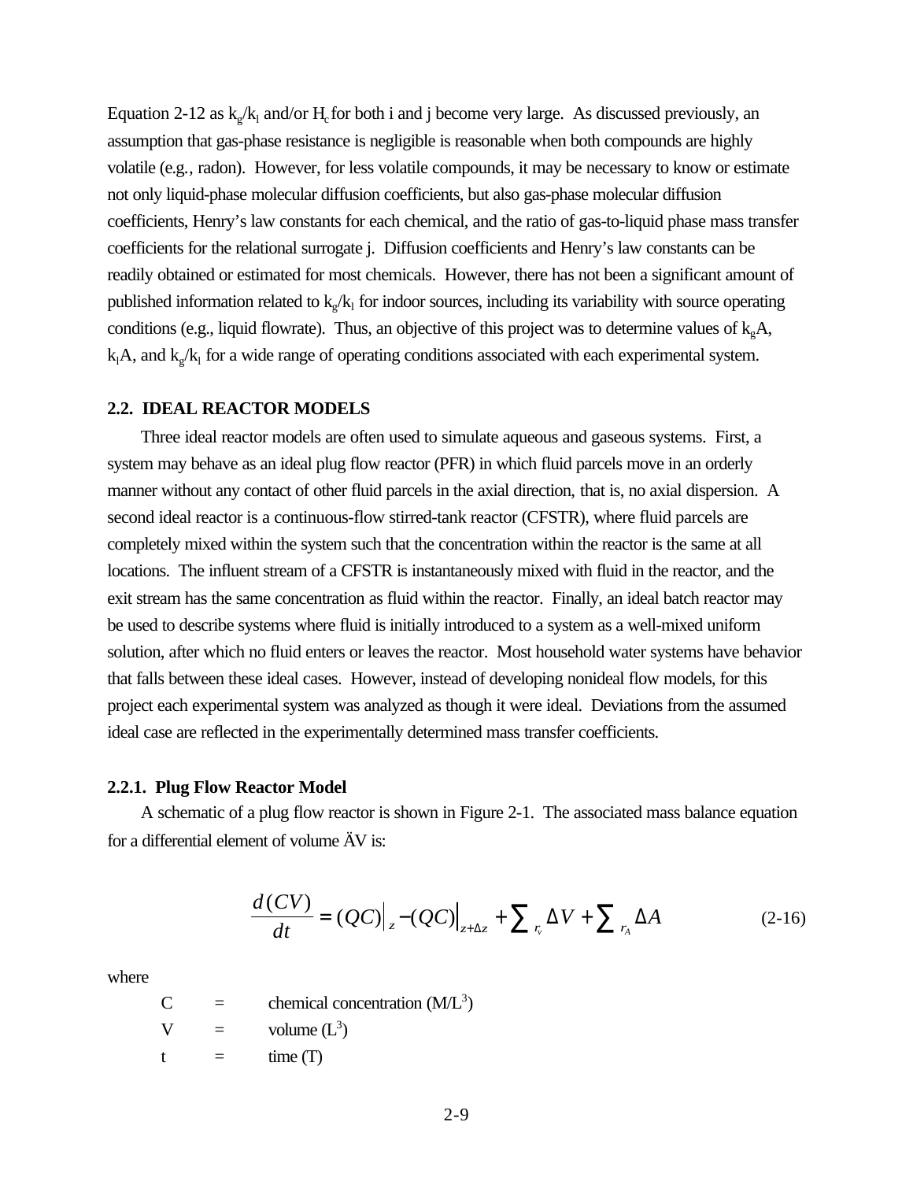Equation 2-12 as $k_g/k_l$ and/or $H_c$ for both i and j become very large. As discussed previously, an assumption that gas-phase resistance is negligible is reasonable when both compounds are highly volatile (e.g., radon). However, for less volatile compounds, it may be necessary to know or estimate not only liquid-phase molecular diffusion coefficients, but also gas-phase molecular diffusion coefficients, Henry's law constants for each chemical, and the ratio of gas-to-liquid phase mass transfer coefficients for the relational surrogate j. Diffusion coefficients and Henry's law constants can be readily obtained or estimated for most chemicals. However, there has not been a significant amount of published information related to $k_g/k_l$ for indoor sources, including its variability with source operating conditions (e.g., liquid flowrate). Thus, an objective of this project was to determine values of $k_gA$, $k_lA$, and $k_g/k_l$ for a wide range of operating conditions associated with each experimental system.

## 2.2. IDEAL REACTOR MODELS

Three ideal reactor models are often used to simulate aqueous and gaseous systems. First, a system may behave as an ideal plug flow reactor (PFR) in which fluid parcels move in an orderly manner without any contact of other fluid parcels in the axial direction, that is, no axial dispersion. A second ideal reactor is a continuous-flow stirred-tank reactor (CFSTR), where fluid parcels are completely mixed within the system such that the concentration within the reactor is the same at all locations. The influent stream of a CFSTR is instantaneously mixed with fluid in the reactor, and the exit stream has the same concentration as fluid within the reactor. Finally, an ideal batch reactor may be used to describe systems where fluid is initially introduced to a system as a well-mixed uniform solution, after which no fluid enters or leaves the reactor. Most household water systems have behavior that falls between these ideal cases. However, instead of developing nonideal flow models, for this project each experimental system was analyzed as though it were ideal. Deviations from the assumed ideal case are reflected in the experimentally determined mass transfer coefficients.

### 2.2.1. Plug Flow Reactor Model

A schematic of a plug flow reactor is shown in Figure 2-1. The associated mass balance equation for a differential element of volume ÄV is:

$$\frac{d(CV)}{dt} = (QC)\Big|_{z} - (QC)\Big|_{z+\Delta z} + \sum r_v \Delta V + \sum r_A \Delta A \tag{2-16}$$

where

C = chemical concentration ($M/L^3$)

V = volume ($L^3$)

t = time (T)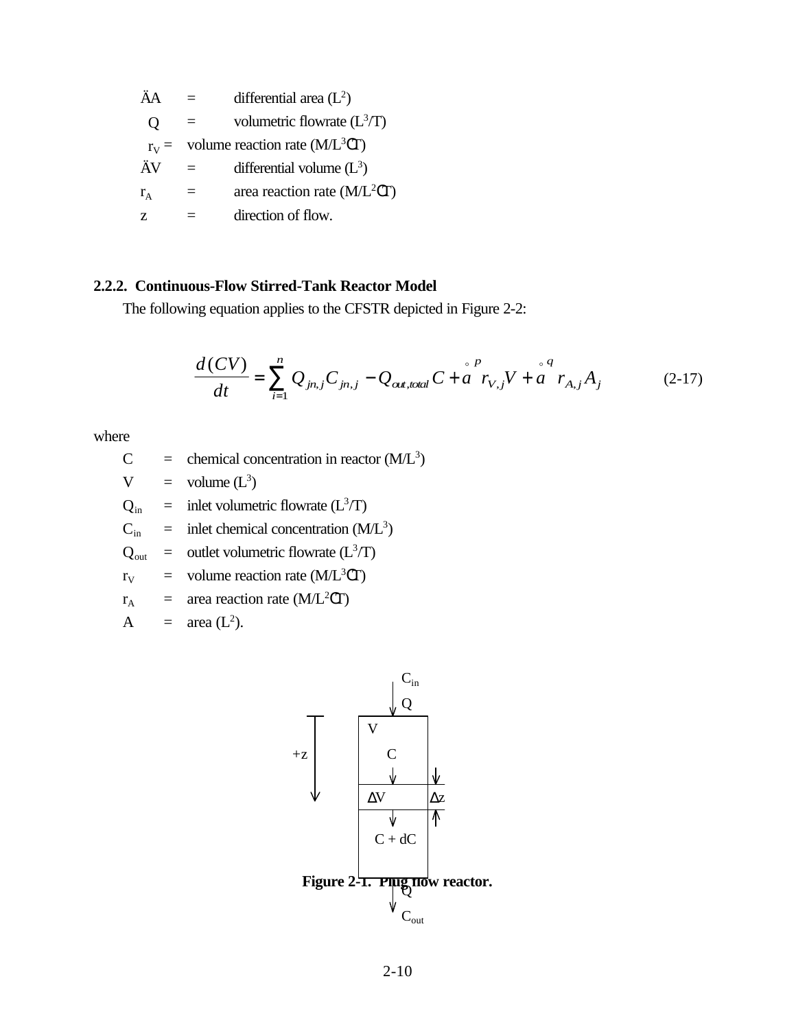| | | |
|---|---|---|
| ÄA | = | differential area ($L^2$) |
| Q | = | volumetric flowrate ($L^3/T$) |
| $r_V$ | = | volume reaction rate ($M/L^3$ŒT) |
| ÄV | = | differential volume ($L^3$) |
| $r_A$ | = | area reaction rate ($M/L^2$ŒT) |
| z | = | direction of flow. |

### 2.2.2. Continuous-Flow Stirred-Tank Reactor Model

The following equation applies to the CFSTR depicted in Figure 2-2:

$$\frac{d(CV)}{dt} = \sum_{i=1}^{n} Q_{jn,j} C_{jn,j} - Q_{out,total} C + \mathring{a}^{p} r_{V,j} V + \mathring{a}^{q} r_{A,j} A_j \qquad (2\text{-}17)$$

where

| | | |
|---|---|---|
| C | = | chemical concentration in reactor ($M/L^3$) |
| V | = | volume ($L^3$) |
| $Q_{in}$ | = | inlet volumetric flowrate ($L^3/T$) |
| $C_{in}$ | = | inlet chemical concentration ($M/L^3$) |
| $Q_{out}$ | = | outlet volumetric flowrate ($L^3/T$) |
| $r_V$ | = | volume reaction rate ($M/L^3$ŒT) |
| $r_A$ | = | area reaction rate ($M/L^2$ŒT) |
| A | = | area ($L^2$). |

$C_{in}$, Q, V, C, +z, ΔV, Δz, C + dC, Q, $C_{out}$

**Figure 2-1. Plug flow reactor.**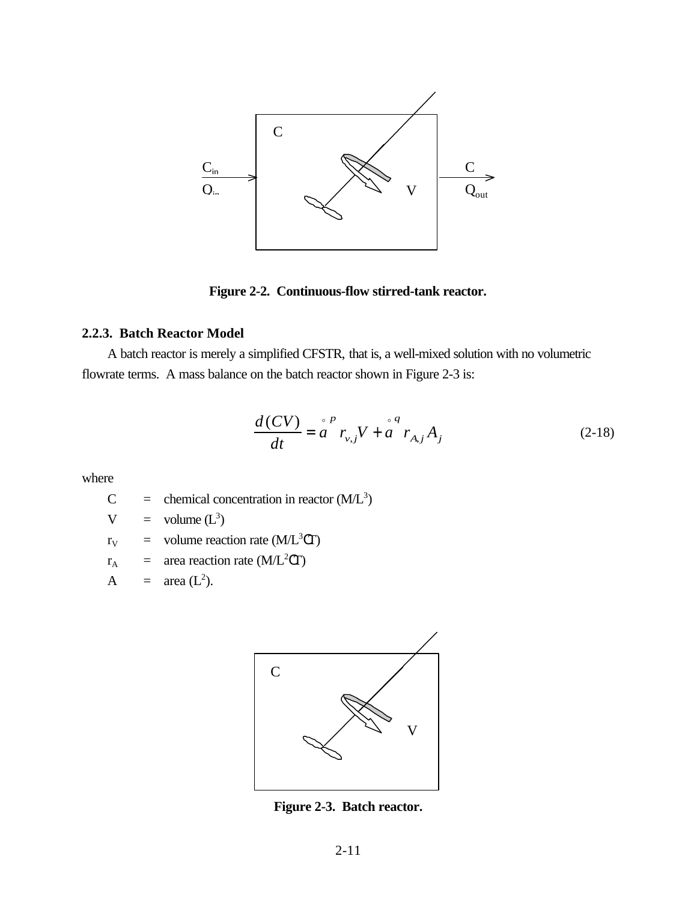C

$C_{in}$ $Q_{in}$ → V → C $Q_{out}$

**Figure 2-2. Continuous-flow stirred-tank reactor.**

### 2.2.3. Batch Reactor Model

A batch reactor is merely a simplified CFSTR, that is, a well-mixed solution with no volumetric flowrate terms. A mass balance on the batch reactor shown in Figure 2-3 is:

$$\frac{d(CV)}{dt} = \sum^{p} r_{v,j} V + \sum^{q} r_{A,j} A_j \qquad (2\text{-}18)$$

where

- C = chemical concentration in reactor ($M/L^3$)
- V = volume ($L^3$)
- $r_V$ = volume reaction rate ($M/L^3 \cdot T$)
- $r_A$ = area reaction rate ($M/L^2 \cdot T$)
- A = area ($L^2$).

C

V

**Figure 2-3. Batch reactor.**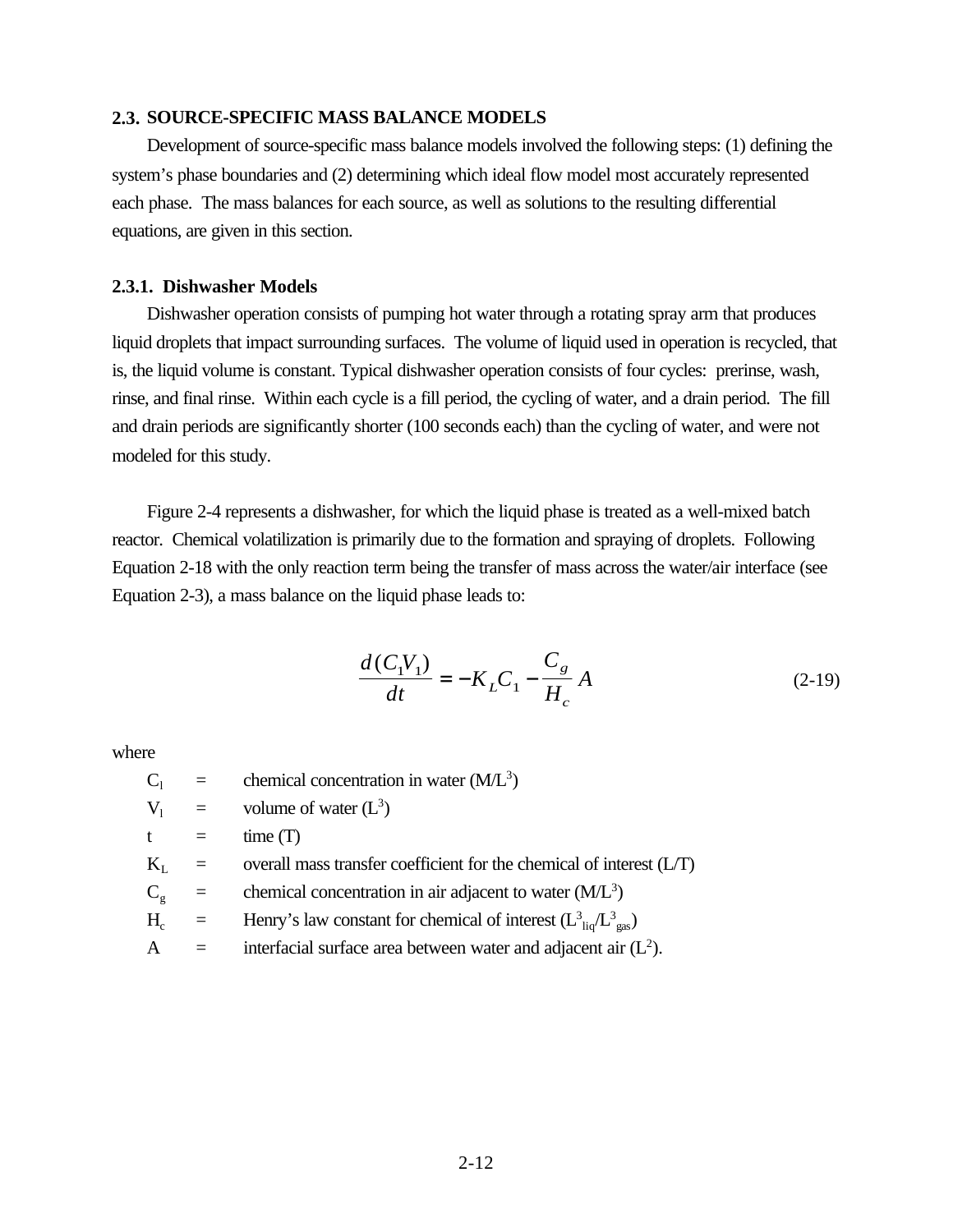## 2.3. SOURCE-SPECIFIC MASS BALANCE MODELS

Development of source-specific mass balance models involved the following steps: (1) defining the system's phase boundaries and (2) determining which ideal flow model most accurately represented each phase. The mass balances for each source, as well as solutions to the resulting differential equations, are given in this section.

### 2.3.1. Dishwasher Models

Dishwasher operation consists of pumping hot water through a rotating spray arm that produces liquid droplets that impact surrounding surfaces. The volume of liquid used in operation is recycled, that is, the liquid volume is constant. Typical dishwasher operation consists of four cycles: prerinse, wash, rinse, and final rinse. Within each cycle is a fill period, the cycling of water, and a drain period. The fill and drain periods are significantly shorter (100 seconds each) than the cycling of water, and were not modeled for this study.

Figure 2-4 represents a dishwasher, for which the liquid phase is treated as a well-mixed batch reactor. Chemical volatilization is primarily due to the formation and spraying of droplets. Following Equation 2-18 with the only reaction term being the transfer of mass across the water/air interface (see Equation 2-3), a mass balance on the liquid phase leads to:

$$\frac{d(C_1 V_1)}{dt} = -K_L C_1 - \frac{C_g}{H_c} A \tag{2-19}$$

where

- $C_l$ = chemical concentration in water (M/L$^3$)
- $V_l$ = volume of water (L$^3$)
- t = time (T)
- $K_L$ = overall mass transfer coefficient for the chemical of interest (L/T)
- $C_g$ = chemical concentration in air adjacent to water (M/L$^3$)
- $H_c$ = Henry's law constant for chemical of interest ($L^3_{liq}/L^3_{gas}$)
- A = interfacial surface area between water and adjacent air (L$^2$).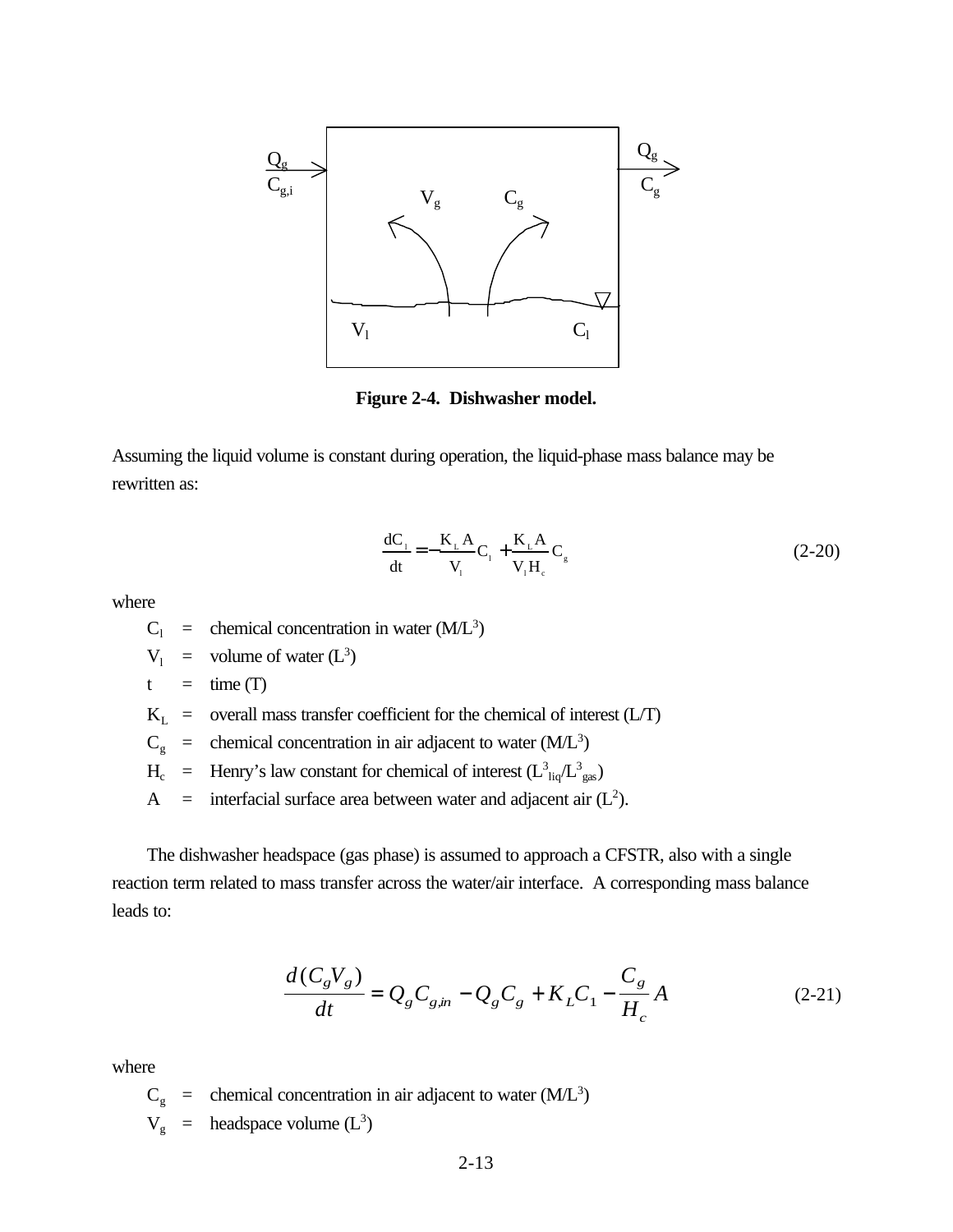**Figure 2-4. Dishwasher model.**

Assuming the liquid volume is constant during operation, the liquid-phase mass balance may be rewritten as:

$$\frac{dC_l}{dt} = -\frac{K_L A}{V_l} C_l + \frac{K_L A}{V_l H_c} C_g \tag{2-20}$$

where

- $C_l$ = chemical concentration in water ($M/L^3$)
- $V_l$ = volume of water ($L^3$)
- $t$ = time (T)
- $K_L$ = overall mass transfer coefficient for the chemical of interest (L/T)
- $C_g$ = chemical concentration in air adjacent to water ($M/L^3$)
- $H_c$ = Henry's law constant for chemical of interest ($L^3_{liq}/L^3_{gas}$)
- $A$ = interfacial surface area between water and adjacent air ($L^2$).

The dishwasher headspace (gas phase) is assumed to approach a CFSTR, also with a single reaction term related to mass transfer across the water/air interface. A corresponding mass balance leads to:

$$\frac{d(C_g V_g)}{dt} = Q_g C_{g,in} - Q_g C_g + K_L C_1 - \frac{C_g}{H_c} A \tag{2-21}$$

where

- $C_g$ = chemical concentration in air adjacent to water ($M/L^3$)
- $V_g$ = headspace volume ($L^3$)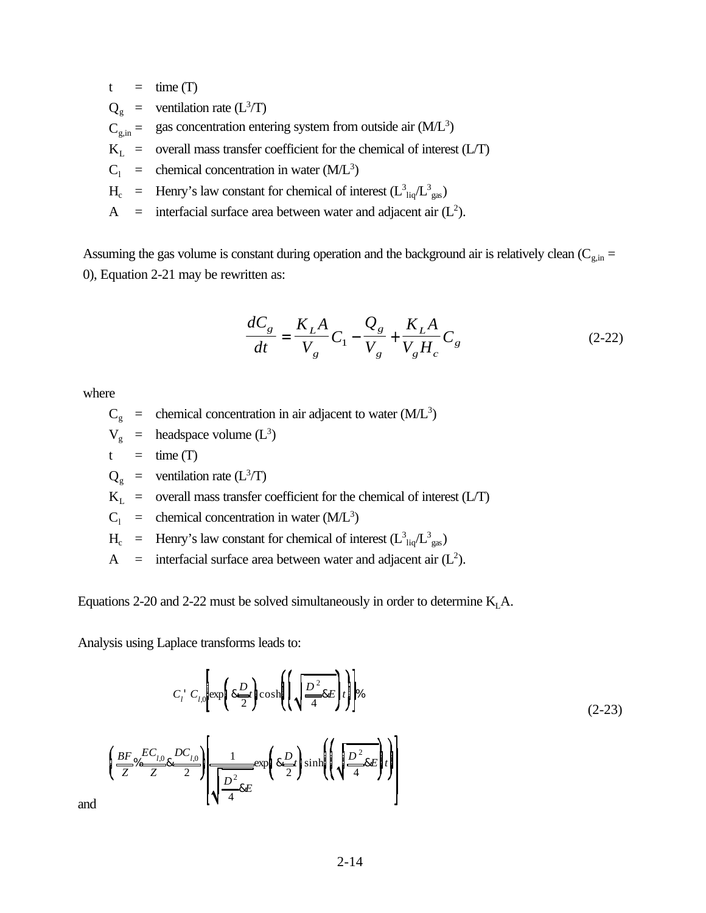| | | |
|---|---|---|
| $t$ | = | time (T) |
| $Q_g$ | = | ventilation rate ($L^3/T$) |
| $C_{g,in}$ | = | gas concentration entering system from outside air ($M/L^3$) |
| $K_L$ | = | overall mass transfer coefficient for the chemical of interest (L/T) |
| $C_l$ | = | chemical concentration in water ($M/L^3$) |
| $H_c$ | = | Henry's law constant for chemical of interest ($L^3_{liq}/L^3_{gas}$) |
| $A$ | = | interfacial surface area between water and adjacent air ($L^2$). |

Assuming the gas volume is constant during operation and the background air is relatively clean ($C_{g,in}$ = 0), Equation 2-21 may be rewritten as:

$$\frac{dC_g}{dt} = \frac{K_L A}{V_g} C_1 - \frac{Q_g}{V_g} + \frac{K_L A}{V_g H_c} C_g \tag{2-22}$$

where

| | | |
|---|---|---|
| $C_g$ | = | chemical concentration in air adjacent to water ($M/L^3$) |
| $V_g$ | = | headspace volume ($L^3$) |
| $t$ | = | time (T) |
| $Q_g$ | = | ventilation rate ($L^3/T$) |
| $K_L$ | = | overall mass transfer coefficient for the chemical of interest (L/T) |
| $C_l$ | = | chemical concentration in water ($M/L^3$) |
| $H_c$ | = | Henry's law constant for chemical of interest ($L^3_{liq}/L^3_{gas}$) |
| $A$ | = | interfacial surface area between water and adjacent air ($L^2$). |

Equations 2-20 and 2-22 must be solved simultaneously in order to determine $K_LA$.

Analysis using Laplace transforms leads to:

$$C_l = C_{l,0}\left[\exp\left(-\frac{D}{2}t\right)\cosh\left(\left(\sqrt{\frac{D^2}{4}-E}\right)t\right)\right] + \left(\frac{BF}{Z}+\frac{EC_{l,0}}{Z}-\frac{DC_{l,0}}{2}\right)\left[\frac{1}{\sqrt{\frac{D^2}{4}-E}}\exp\left(-\frac{D}{2}t\right)\sinh\left(\left(\sqrt{\frac{D^2}{4}-E}\right)t\right)\right] \tag{2-23}$$

and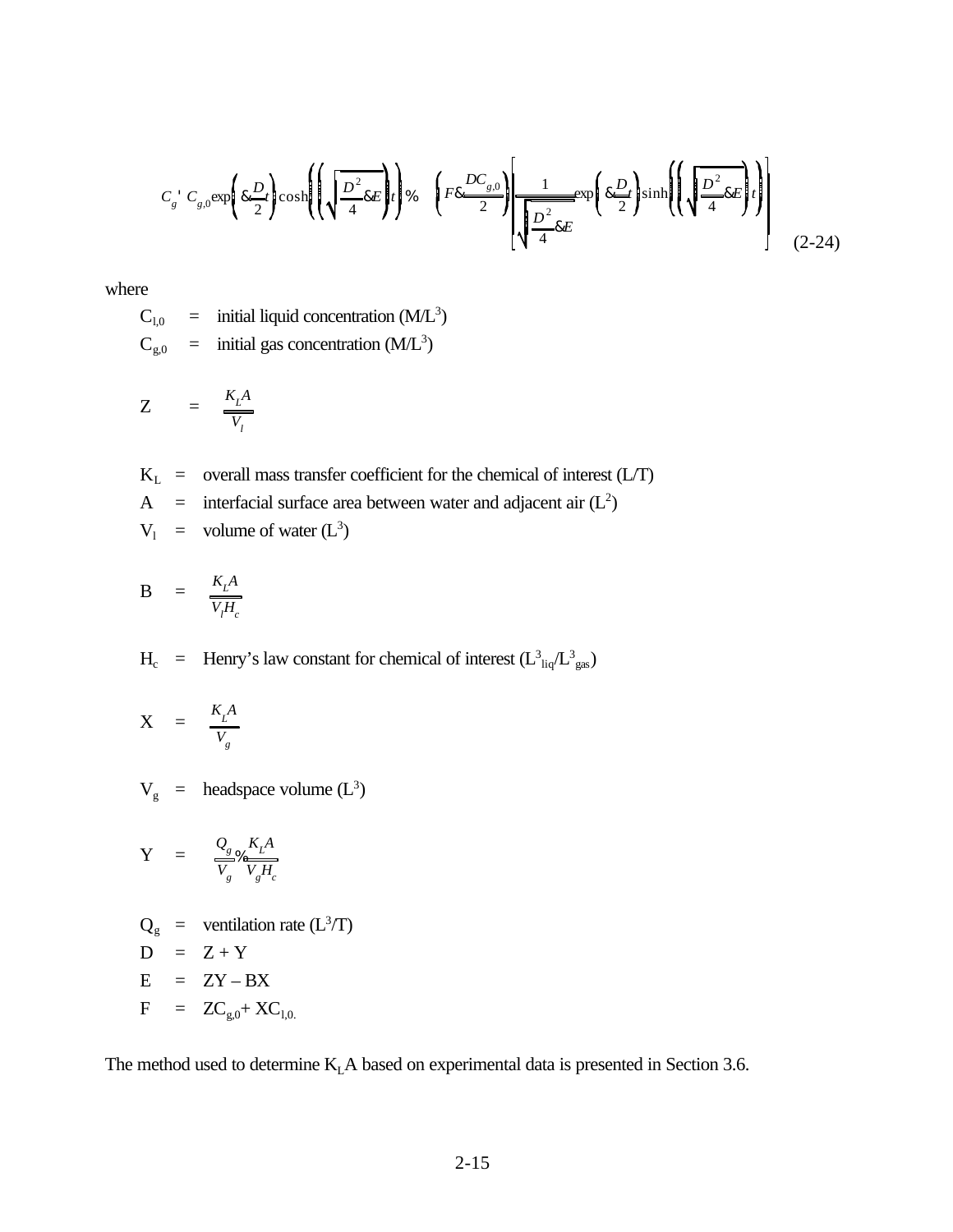$$C_g = C_{g,0}\exp\left(-\frac{D}{2}t\right)\cosh\left(\left(\sqrt{\frac{D^2}{4}-E}\right)t\right) + \left(F-\frac{DC_{g,0}}{2}\right)\left[\frac{1}{\sqrt{\frac{D^2}{4}-E}}\exp\left(-\frac{D}{2}t\right)\sinh\left(\left(\sqrt{\frac{D^2}{4}-E}\right)t\right)\right] \tag{2-24}$$

where

$C_{l,0}$ = initial liquid concentration ($M/L^3$)

$C_{g,0}$ = initial gas concentration ($M/L^3$)

$Z = \dfrac{K_L A}{V_l}$

$K_L$ = overall mass transfer coefficient for the chemical of interest (L/T)

$A$ = interfacial surface area between water and adjacent air ($L^2$)

$V_l$ = volume of water ($L^3$)

$B = \dfrac{K_L A}{V_l H_c}$

$H_c$ = Henry's law constant for chemical of interest ($L^3_{liq}/L^3_{gas}$)

$X = \dfrac{K_L A}{V_g}$

$V_g$ = headspace volume ($L^3$)

$Y = \dfrac{Q_g}{V_g} + \dfrac{K_L A}{V_g H_c}$

$Q_g$ = ventilation rate ($L^3/T$)

$D$ = $Z + Y$

$E$ = $ZY - BX$

$F$ = $ZC_{g,0} + XC_{l,0.}$

The method used to determine $K_L A$ based on experimental data is presented in Section 3.6.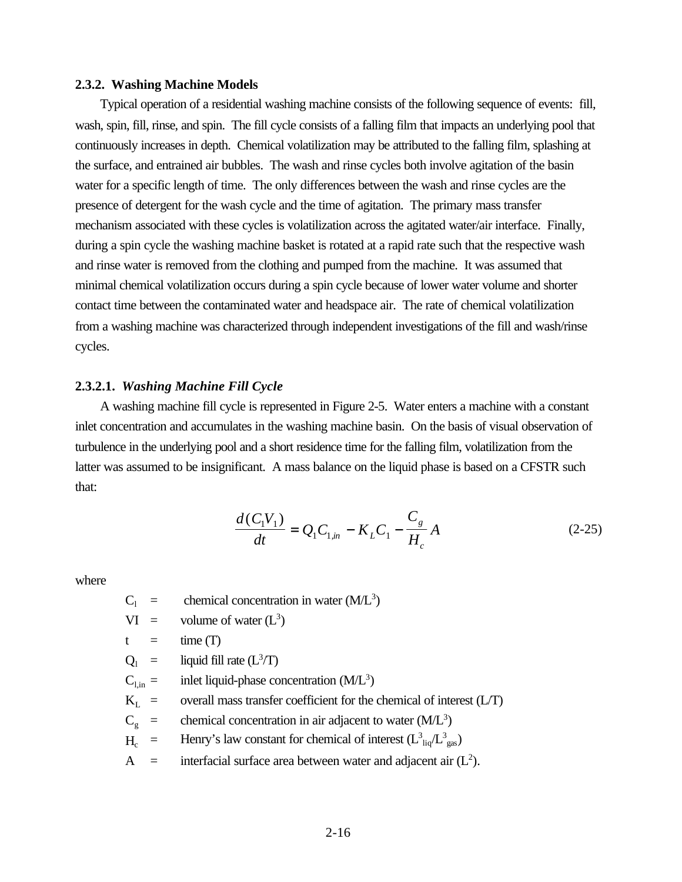### 2.3.2. Washing Machine Models

Typical operation of a residential washing machine consists of the following sequence of events: fill, wash, spin, fill, rinse, and spin. The fill cycle consists of a falling film that impacts an underlying pool that continuously increases in depth. Chemical volatilization may be attributed to the falling film, splashing at the surface, and entrained air bubbles. The wash and rinse cycles both involve agitation of the basin water for a specific length of time. The only differences between the wash and rinse cycles are the presence of detergent for the wash cycle and the time of agitation. The primary mass transfer mechanism associated with these cycles is volatilization across the agitated water/air interface. Finally, during a spin cycle the washing machine basket is rotated at a rapid rate such that the respective wash and rinse water is removed from the clothing and pumped from the machine. It was assumed that minimal chemical volatilization occurs during a spin cycle because of lower water volume and shorter contact time between the contaminated water and headspace air. The rate of chemical volatilization from a washing machine was characterized through independent investigations of the fill and wash/rinse cycles.

#### 2.3.2.1. *Washing Machine Fill Cycle*

A washing machine fill cycle is represented in Figure 2-5. Water enters a machine with a constant inlet concentration and accumulates in the washing machine basin. On the basis of visual observation of turbulence in the underlying pool and a short residence time for the falling film, volatilization from the latter was assumed to be insignificant. A mass balance on the liquid phase is based on a CFSTR such that:

$$\frac{d(C_1 V_1)}{dt} = Q_1 C_{1,in} - K_L C_1 - \frac{C_g}{H_c} A \tag{2-25}$$

where

$C_l$ = chemical concentration in water ($M/L^3$)
Vl = volume of water ($L^3$)
t = time (T)
$Q_l$ = liquid fill rate ($L^3/T$)
$C_{l,in}$ = inlet liquid-phase concentration ($M/L^3$)
$K_L$ = overall mass transfer coefficient for the chemical of interest (L/T)
$C_g$ = chemical concentration in air adjacent to water ($M/L^3$)
$H_c$ = Henry's law constant for chemical of interest ($L^3_{liq}/L^3_{gas}$)
A = interfacial surface area between water and adjacent air ($L^2$).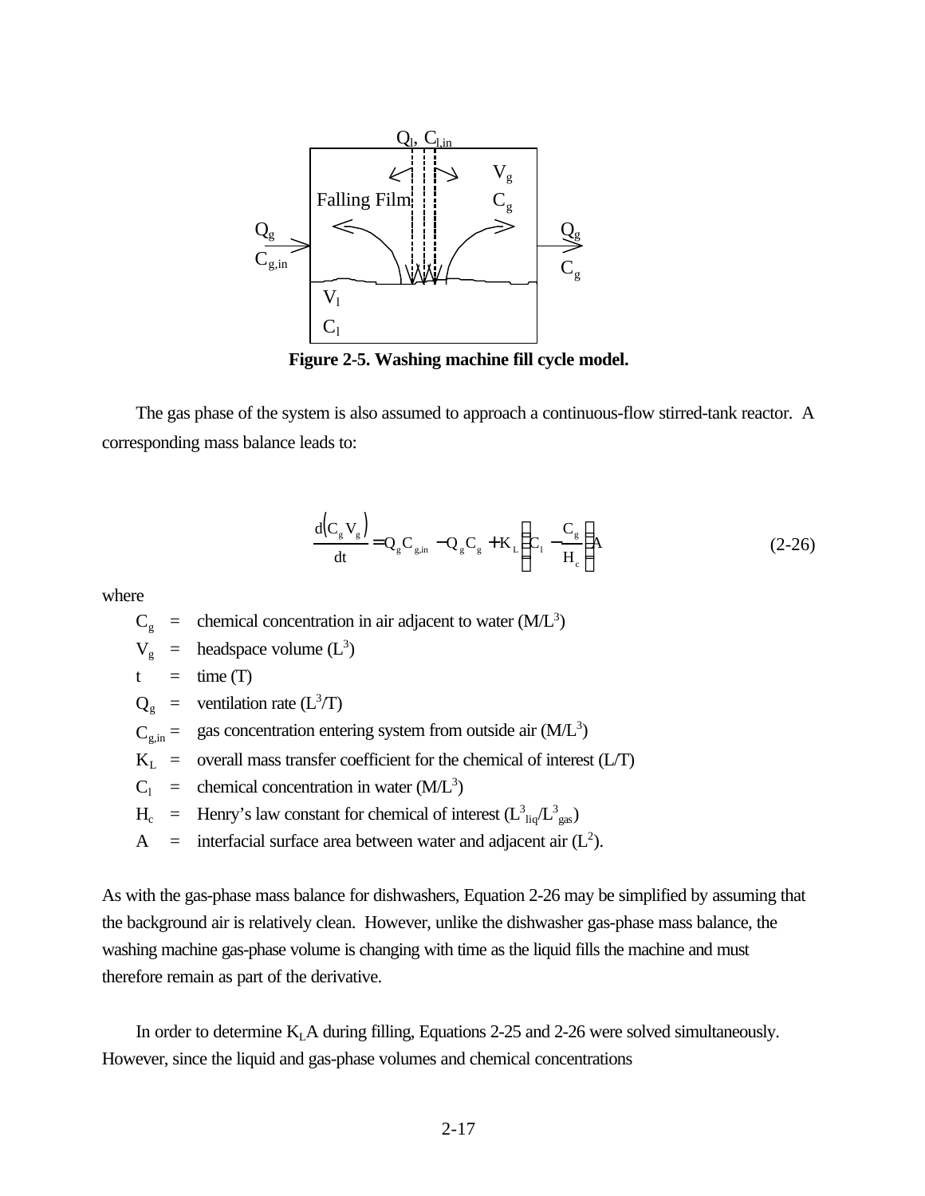Figure 2-5. Washing machine fill cycle model.

The gas phase of the system is also assumed to approach a continuous-flow stirred-tank reactor. A corresponding mass balance leads to:

$$\frac{d(C_g V_g)}{dt} = Q_g C_{g,in} - Q_g C_g + K_L \left( C_l - \frac{C_g}{H_c} \right) A \tag{2-26}$$

where

- $C_g$ = chemical concentration in air adjacent to water ($M/L^3$)
- $V_g$ = headspace volume ($L^3$)
- $t$ = time (T)
- $Q_g$ = ventilation rate ($L^3/T$)
- $C_{g,in}$ = gas concentration entering system from outside air ($M/L^3$)
- $K_L$ = overall mass transfer coefficient for the chemical of interest (L/T)
- $C_l$ = chemical concentration in water ($M/L^3$)
- $H_c$ = Henry's law constant for chemical of interest ($L^3_{liq}/L^3_{gas}$)
- $A$ = interfacial surface area between water and adjacent air ($L^2$).

As with the gas-phase mass balance for dishwashers, Equation 2-26 may be simplified by assuming that the background air is relatively clean. However, unlike the dishwasher gas-phase mass balance, the washing machine gas-phase volume is changing with time as the liquid fills the machine and must therefore remain as part of the derivative.

In order to determine $K_L A$ during filling, Equations 2-25 and 2-26 were solved simultaneously. However, since the liquid and gas-phase volumes and chemical concentrations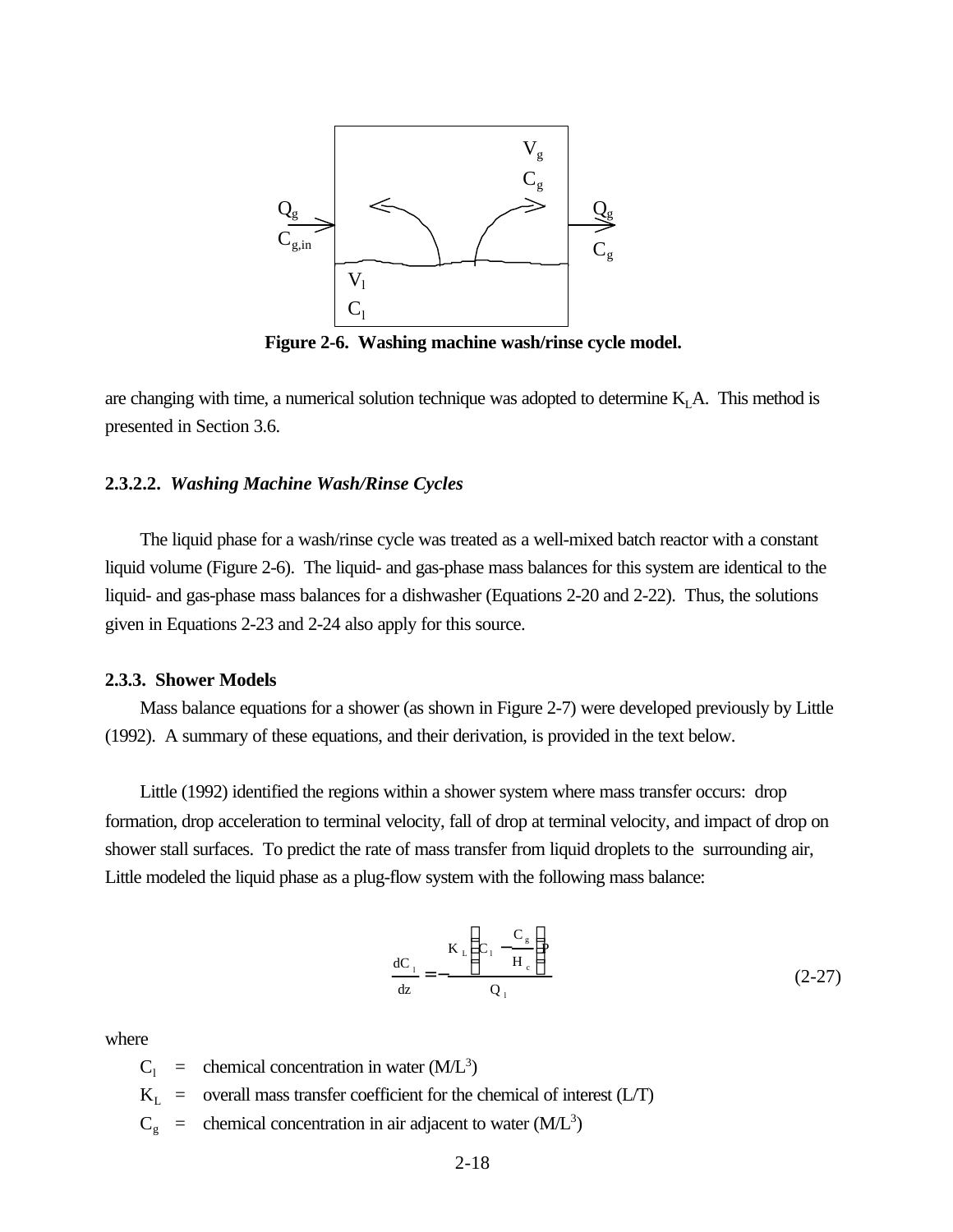**Figure 2-6. Washing machine wash/rinse cycle model.**

are changing with time, a numerical solution technique was adopted to determine $K_LA$. This method is presented in Section 3.6.

#### 2.3.2.2. *Washing Machine Wash/Rinse Cycles*

The liquid phase for a wash/rinse cycle was treated as a well-mixed batch reactor with a constant liquid volume (Figure 2-6). The liquid- and gas-phase mass balances for this system are identical to the liquid- and gas-phase mass balances for a dishwasher (Equations 2-20 and 2-22). Thus, the solutions given in Equations 2-23 and 2-24 also apply for this source.

### 2.3.3. Shower Models

Mass balance equations for a shower (as shown in Figure 2-7) were developed previously by Little (1992). A summary of these equations, and their derivation, is provided in the text below.

Little (1992) identified the regions within a shower system where mass transfer occurs: drop formation, drop acceleration to terminal velocity, fall of drop at terminal velocity, and impact of drop on shower stall surfaces. To predict the rate of mass transfer from liquid droplets to the surrounding air, Little modeled the liquid phase as a plug-flow system with the following mass balance:

$$\frac{dC_l}{dz} = -\frac{K_L\left(C_l - \frac{C_g}{H_c}\right)P}{Q_l} \qquad (2\text{-}27)$$

where

$C_l$ = chemical concentration in water ($M/L^3$)

$K_L$ = overall mass transfer coefficient for the chemical of interest ($L/T$)

$C_g$ = chemical concentration in air adjacent to water ($M/L^3$)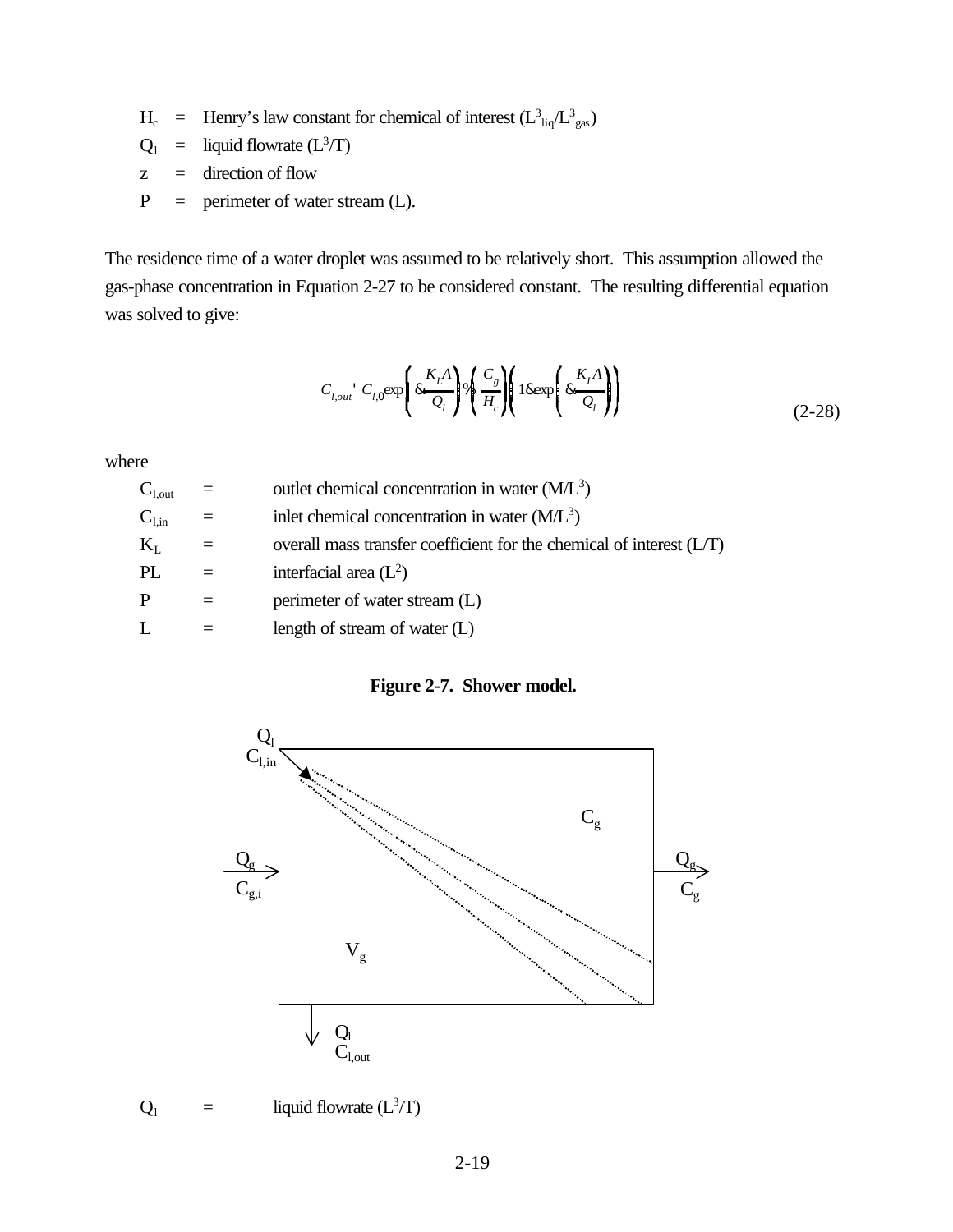$H_c$ = Henry's law constant for chemical of interest ($L^3_{liq}/L^3_{gas}$)

$Q_l$ = liquid flowrate ($L^3/T$)

z = direction of flow

P = perimeter of water stream (L).

The residence time of a water droplet was assumed to be relatively short. This assumption allowed the gas-phase concentration in Equation 2-27 to be considered constant. The resulting differential equation was solved to give:

$$C_{l,out} = C_{l,0} \exp\left(-\frac{K_L A}{Q_l}\right) + \left(\frac{C_g}{H_c}\right)\left(1 - \exp\left(-\frac{K_L A}{Q_l}\right)\right) \tag{2-28}$$

where

$C_{l,out}$ = outlet chemical concentration in water ($M/L^3$)

$C_{l,in}$ = inlet chemical concentration in water ($M/L^3$)

$K_L$ = overall mass transfer coefficient for the chemical of interest (L/T)

PL = interfacial area ($L^2$)

P = perimeter of water stream (L)

L = length of stream of water (L)

**Figure 2-7. Shower model.**

$Q_l$ = liquid flowrate ($L^3/T$)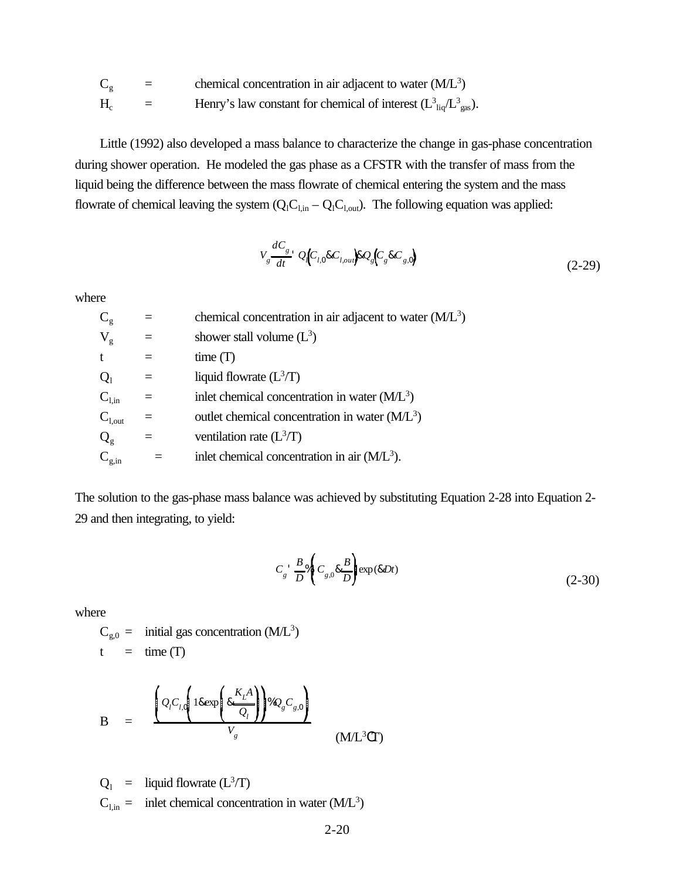| | | |
|---|---|---|
| $C_g$ | = | chemical concentration in air adjacent to water ($M/L^3$) |
| $H_c$ | = | Henry's law constant for chemical of interest ($L^3_{liq}/L^3_{gas}$). |

Little (1992) also developed a mass balance to characterize the change in gas-phase concentration during shower operation. He modeled the gas phase as a CFSTR with the transfer of mass from the liquid being the difference between the mass flowrate of chemical entering the system and the mass flowrate of chemical leaving the system ($Q_lC_{l,in} - Q_lC_{l,out}$). The following equation was applied:

$$V_g \frac{dC_g}{dt} = Q_l\left(C_{l,0} - C_{l,out}\right) - Q_g\left(C_g - C_{g,0}\right) \tag{2-29}$$

where

| | | |
|---|---|---|
| $C_g$ | = | chemical concentration in air adjacent to water ($M/L^3$) |
| $V_g$ | = | shower stall volume ($L^3$) |
| t | = | time (T) |
| $Q_l$ | = | liquid flowrate ($L^3/T$) |
| $C_{l,in}$ | = | inlet chemical concentration in water ($M/L^3$) |
| $C_{l,out}$ | = | outlet chemical concentration in water ($M/L^3$) |
| $Q_g$ | = | ventilation rate ($L^3/T$) |
| $C_{g,in}$ | = | inlet chemical concentration in air ($M/L^3$). |

The solution to the gas-phase mass balance was achieved by substituting Equation 2-28 into Equation 2-29 and then integrating, to yield:

$$C_g = \frac{B}{D} + \left(C_{g,0} - \frac{B}{D}\right)\exp(-Dt) \tag{2-30}$$

where

$C_{g,0}$ = initial gas concentration ($M/L^3$)

t = time (T)

$$B = \frac{\left[Q_l C_{l,0}\left[1 - \exp\left(-\frac{K_L A}{Q_l}\right)\right] + Q_g C_{g,0}\right]}{V_g} \quad (M/L^3 \cdot T)$$

$Q_l$ = liquid flowrate ($L^3/T$)

$C_{l,in}$ = inlet chemical concentration in water ($M/L^3$)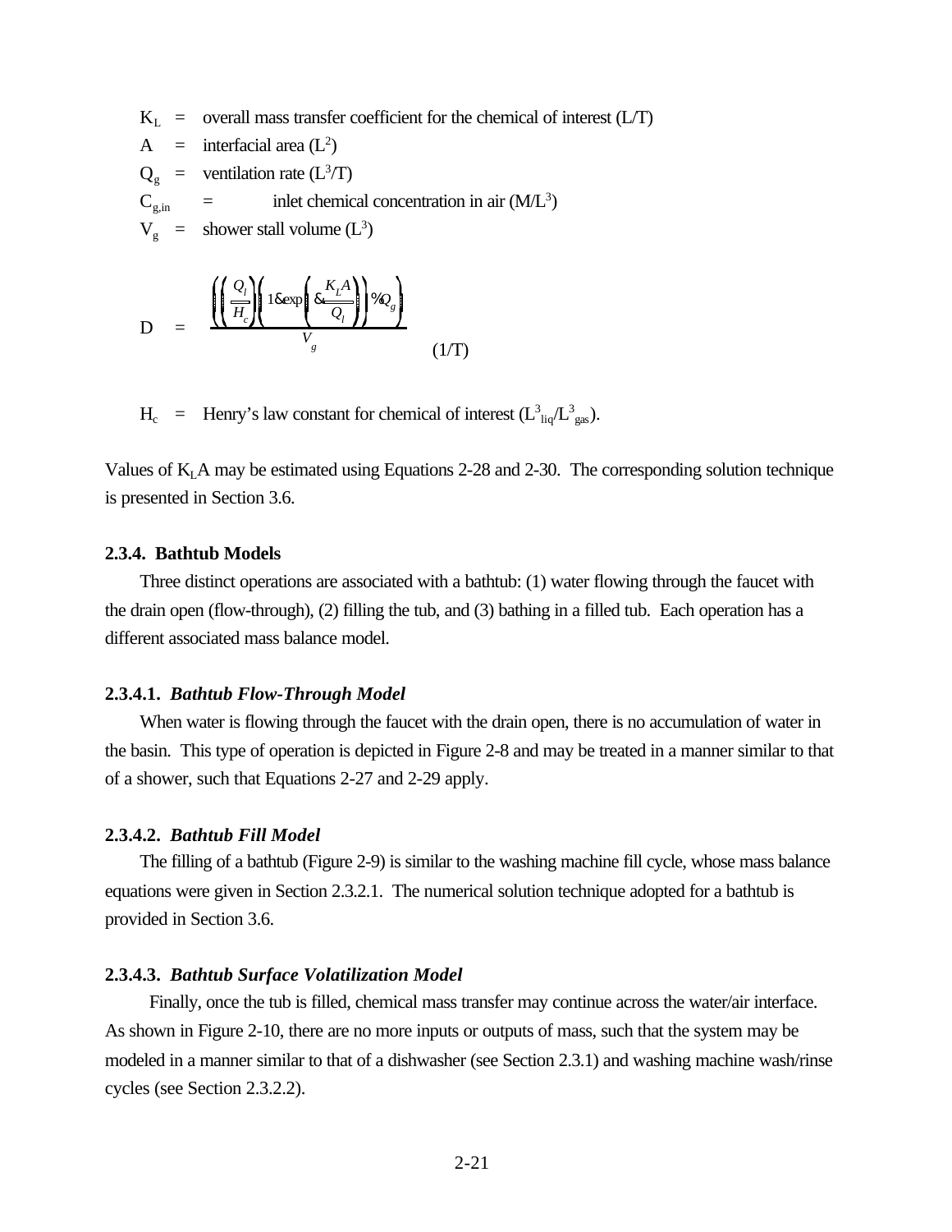$K_L$ = overall mass transfer coefficient for the chemical of interest (L/T)

$A$ = interfacial area ($L^2$)

$Q_g$ = ventilation rate ($L^3$/T)

$C_{g,in}$ = inlet chemical concentration in air ($M/L^3$)

$V_g$ = shower stall volume ($L^3$)

$$D = \frac{\left(\left(\frac{Q_l}{H_c}\right)\left(1 - \exp\left(-\frac{K_L A}{Q_l}\right)\right) + Q_g\right)}{V_g} \qquad (1/T)$$

$H_c$ = Henry's law constant for chemical of interest ($L^3_{liq}/L^3_{gas}$).

Values of $K_LA$ may be estimated using Equations 2-28 and 2-30. The corresponding solution technique is presented in Section 3.6.

### 2.3.4. Bathtub Models

Three distinct operations are associated with a bathtub: (1) water flowing through the faucet with the drain open (flow-through), (2) filling the tub, and (3) bathing in a filled tub. Each operation has a different associated mass balance model.

#### 2.3.4.1. *Bathtub Flow-Through Model*

When water is flowing through the faucet with the drain open, there is no accumulation of water in the basin. This type of operation is depicted in Figure 2-8 and may be treated in a manner similar to that of a shower, such that Equations 2-27 and 2-29 apply.

#### 2.3.4.2. *Bathtub Fill Model*

The filling of a bathtub (Figure 2-9) is similar to the washing machine fill cycle, whose mass balance equations were given in Section 2.3.2.1. The numerical solution technique adopted for a bathtub is provided in Section 3.6.

#### 2.3.4.3. *Bathtub Surface Volatilization Model*

Finally, once the tub is filled, chemical mass transfer may continue across the water/air interface. As shown in Figure 2-10, there are no more inputs or outputs of mass, such that the system may be modeled in a manner similar to that of a dishwasher (see Section 2.3.1) and washing machine wash/rinse cycles (see Section 2.3.2.2).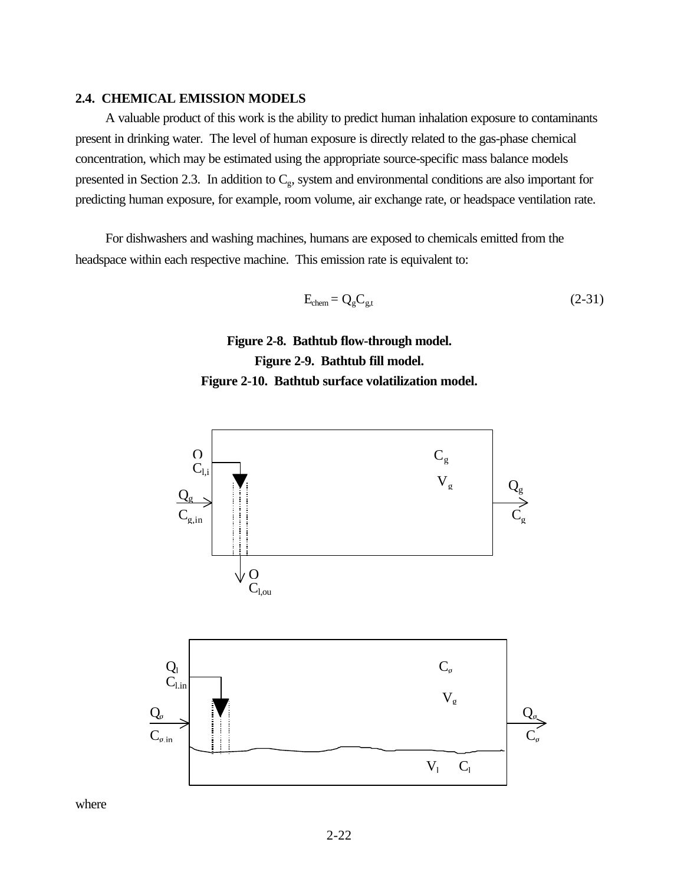## 2.4. CHEMICAL EMISSION MODELS

A valuable product of this work is the ability to predict human inhalation exposure to contaminants present in drinking water. The level of human exposure is directly related to the gas-phase chemical concentration, which may be estimated using the appropriate source-specific mass balance models presented in Section 2.3. In addition to $C_g$, system and environmental conditions are also important for predicting human exposure, for example, room volume, air exchange rate, or headspace ventilation rate.

For dishwashers and washing machines, humans are exposed to chemicals emitted from the headspace within each respective machine. This emission rate is equivalent to:

$$E_{chem} = Q_g C_{g,t} \tag{2-31}$$

**Figure 2-8. Bathtub flow-through model.**

**Figure 2-9. Bathtub fill model.**

**Figure 2-10. Bathtub surface volatilization model.**

where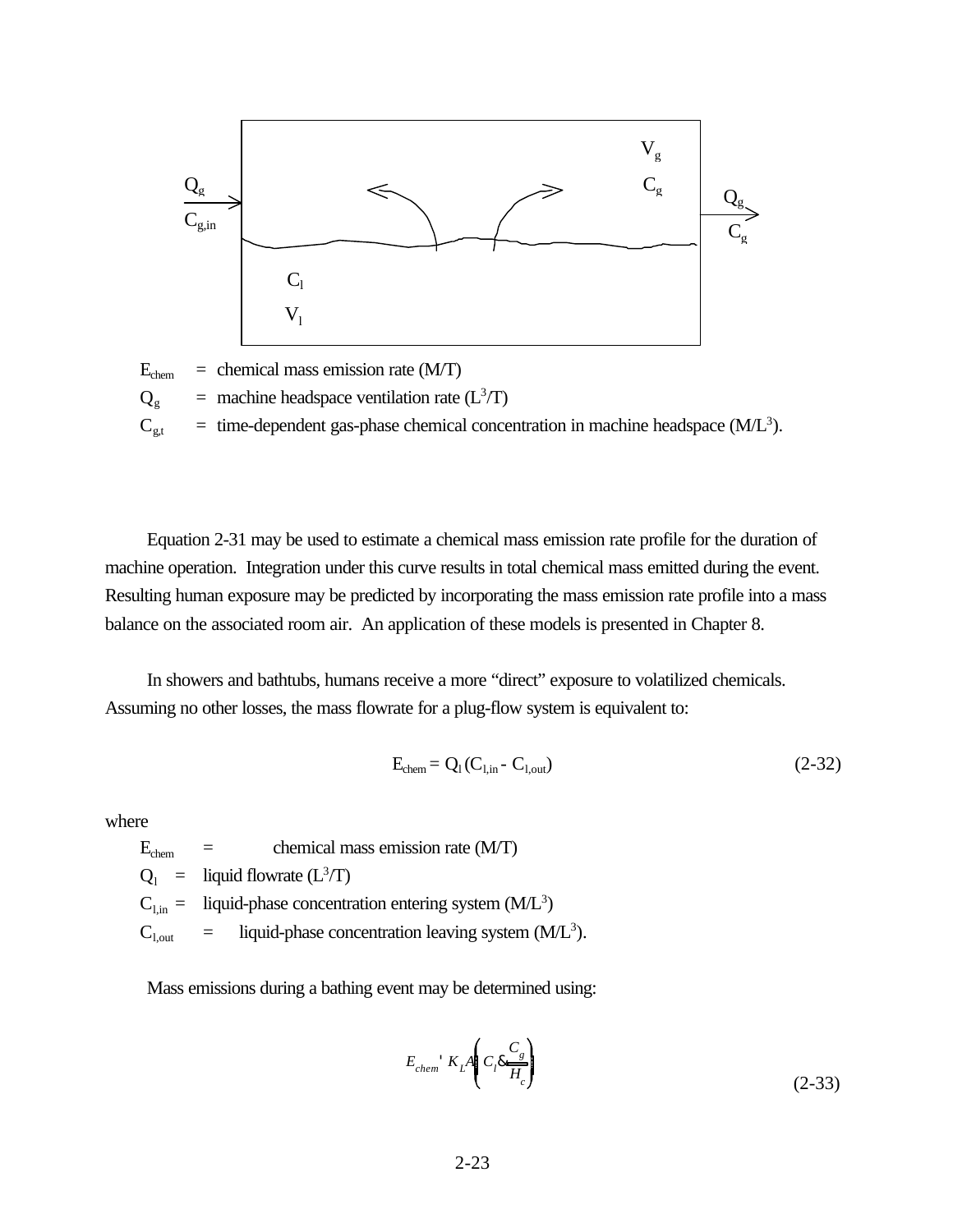$E_{chem}$ = chemical mass emission rate (M/T)

$Q_g$ = machine headspace ventilation rate ($L^3$/T)

$C_{g,t}$ = time-dependent gas-phase chemical concentration in machine headspace (M/$L^3$).

Equation 2-31 may be used to estimate a chemical mass emission rate profile for the duration of machine operation. Integration under this curve results in total chemical mass emitted during the event. Resulting human exposure may be predicted by incorporating the mass emission rate profile into a mass balance on the associated room air. An application of these models is presented in Chapter 8.

In showers and bathtubs, humans receive a more "direct" exposure to volatilized chemicals. Assuming no other losses, the mass flowrate for a plug-flow system is equivalent to:

$$E_{chem} = Q_l\,(C_{l,in} - C_{l,out}) \tag{2-32}$$

where

$E_{chem}$ = chemical mass emission rate (M/T)

$Q_l$ = liquid flowrate ($L^3$/T)

$C_{l,in}$ = liquid-phase concentration entering system (M/$L^3$)

$C_{l,out}$ = liquid-phase concentration leaving system (M/$L^3$).

Mass emissions during a bathing event may be determined using:

$$E_{chem} = K_L A \left( C_l - \frac{C_g}{H_c} \right) \tag{2-33}$$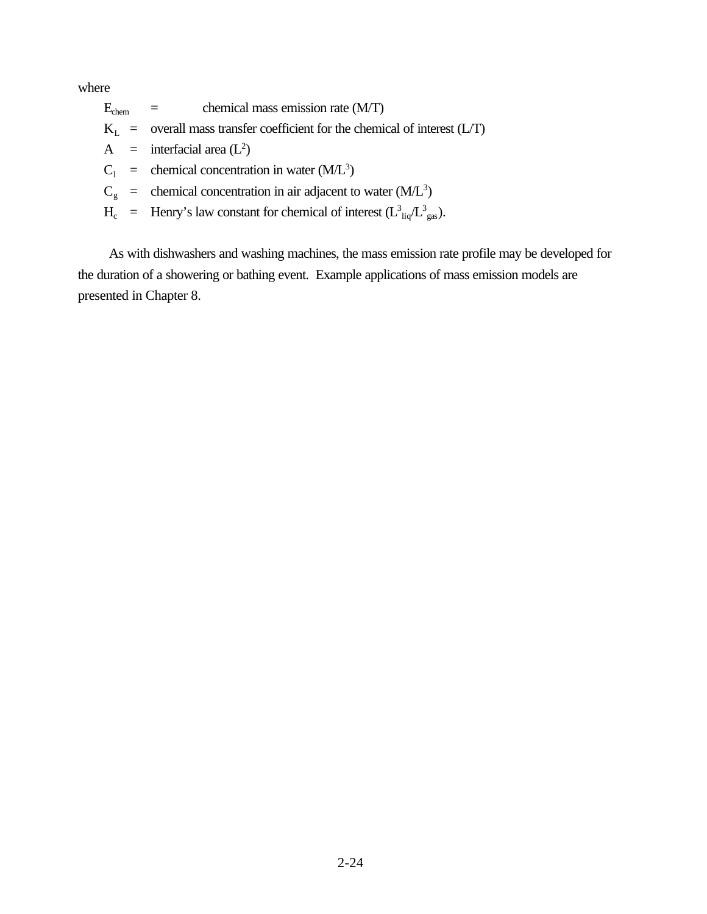where

$E_{chem}$ = chemical mass emission rate (M/T)

$K_L$ = overall mass transfer coefficient for the chemical of interest (L/T)

$A$ = interfacial area ($L^2$)

$C_l$ = chemical concentration in water ($M/L^3$)

$C_g$ = chemical concentration in air adjacent to water ($M/L^3$)

$H_c$ = Henry's law constant for chemical of interest ($L^3_{liq}/L^3_{gas}$).

As with dishwashers and washing machines, the mass emission rate profile may be developed for the duration of a showering or bathing event. Example applications of mass emission models are presented in Chapter 8.